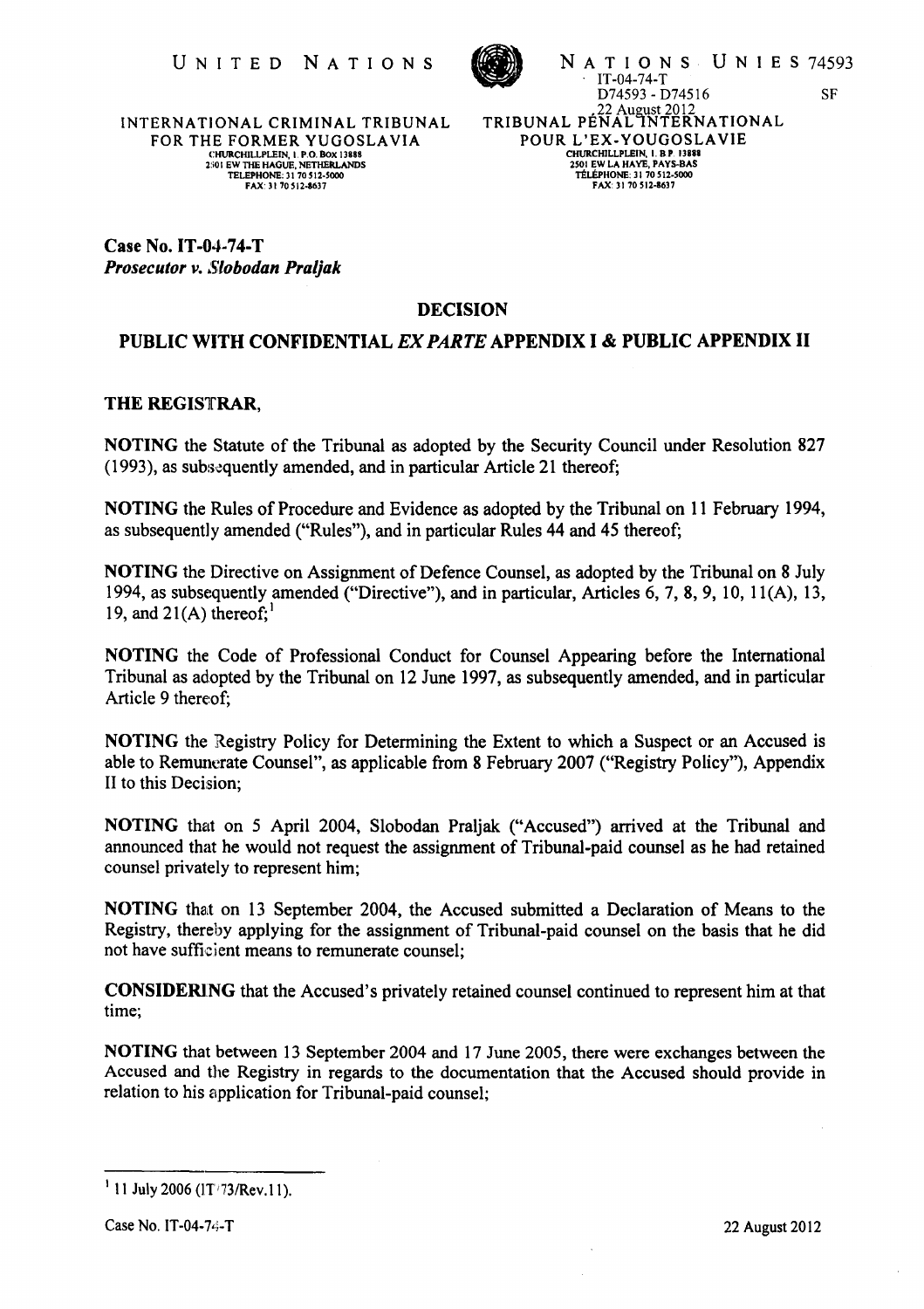UNITED NATIONS

NATIONS UNIES 74593

IT-04-74-T
D74593 - D74516
22 August 2012

SF

INTERNATIONAL CRIMINAL TRIBUNAL FOR THE FORMER YUGOSLAVIA
CHURCHILLPLEIN, 1. P.O. Box 13888
2501 EW THE HAGUE, NETHERLANDS
TELEPHONE: 31 70 512-5000
FAX: 31 70 512-8637

TRIBUNAL PÉNAL INTERNATIONAL POUR L'EX-YOUGOSLAVIE
CHURCHILLPLEIN, 1. B.P. 13888
2501 EW LA HAYE, PAYS-BAS
TÉLÉPHONE: 31 70 512-5000
FAX: 31 70 512-8637

**Case No. IT-04-74-T**
***Prosecutor v. Slobodan Praljak***

## DECISION

## PUBLIC WITH CONFIDENTIAL *EX PARTE* APPENDIX I & PUBLIC APPENDIX II

**THE REGISTRAR,**

**NOTING** the Statute of the Tribunal as adopted by the Security Council under Resolution 827 (1993), as subsequently amended, and in particular Article 21 thereof;

**NOTING** the Rules of Procedure and Evidence as adopted by the Tribunal on 11 February 1994, as subsequently amended ("Rules"), and in particular Rules 44 and 45 thereof;

**NOTING** the Directive on Assignment of Defence Counsel, as adopted by the Tribunal on 8 July 1994, as subsequently amended ("Directive"), and in particular, Articles 6, 7, 8, 9, 10, 11(A), 13, 19, and 21(A) thereof;[1]

**NOTING** the Code of Professional Conduct for Counsel Appearing before the International Tribunal as adopted by the Tribunal on 12 June 1997, as subsequently amended, and in particular Article 9 thereof;

**NOTING** the Registry Policy for Determining the Extent to which a Suspect or an Accused is able to Remunerate Counsel", as applicable from 8 February 2007 ("Registry Policy"), Appendix II to this Decision;

**NOTING** that on 5 April 2004, Slobodan Praljak ("Accused") arrived at the Tribunal and announced that he would not request the assignment of Tribunal-paid counsel as he had retained counsel privately to represent him;

**NOTING** that on 13 September 2004, the Accused submitted a Declaration of Means to the Registry, thereby applying for the assignment of Tribunal-paid counsel on the basis that he did not have sufficient means to remunerate counsel;

**CONSIDERING** that the Accused's privately retained counsel continued to represent him at that time;

**NOTING** that between 13 September 2004 and 17 June 2005, there were exchanges between the Accused and the Registry in regards to the documentation that the Accused should provide in relation to his application for Tribunal-paid counsel;

---

[1] 11 July 2006 (IT/73/Rev.11).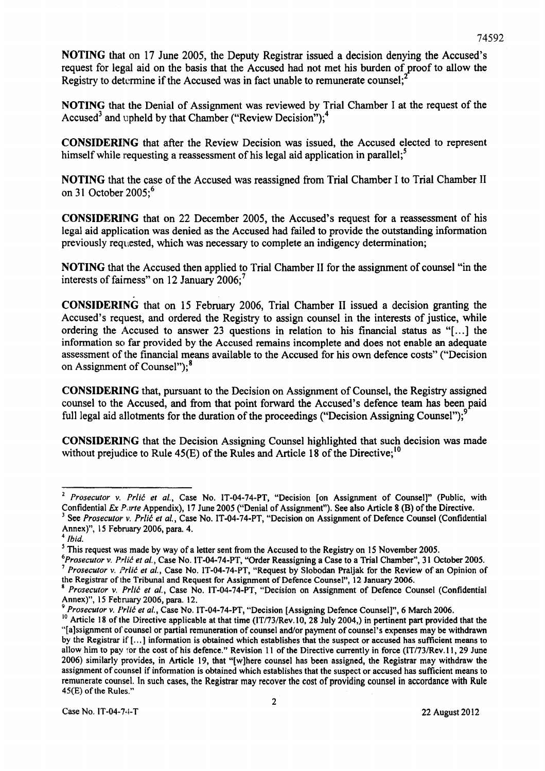**NOTING** that on 17 June 2005, the Deputy Registrar issued a decision denying the Accused's request for legal aid on the basis that the Accused had not met his burden of proof to allow the Registry to determine if the Accused was in fact unable to remunerate counsel;[2]

**NOTING** that the Denial of Assignment was reviewed by Trial Chamber I at the request of the Accused[3] and upheld by that Chamber ("Review Decision");[4]

**CONSIDERING** that after the Review Decision was issued, the Accused elected to represent himself while requesting a reassessment of his legal aid application in parallel;[5]

**NOTING** that the case of the Accused was reassigned from Trial Chamber I to Trial Chamber II on 31 October 2005;[6]

**CONSIDERING** that on 22 December 2005, the Accused's request for a reassessment of his legal aid application was denied as the Accused had failed to provide the outstanding information previously requested, which was necessary to complete an indigency determination;

**NOTING** that the Accused then applied to Trial Chamber II for the assignment of counsel "in the interests of fairness" on 12 January 2006;[7]

**CONSIDERING** that on 15 February 2006, Trial Chamber II issued a decision granting the Accused's request, and ordered the Registry to assign counsel in the interests of justice, while ordering the Accused to answer 23 questions in relation to his financial status as "[...] the information so far provided by the Accused remains incomplete and does not enable an adequate assessment of the financial means available to the Accused for his own defence costs" ("Decision on Assignment of Counsel");[8]

**CONSIDERING** that, pursuant to the Decision on Assignment of Counsel, the Registry assigned counsel to the Accused, and from that point forward the Accused's defence team has been paid full legal aid allotments for the duration of the proceedings ("Decision Assigning Counsel");[9]

**CONSIDERING** that the Decision Assigning Counsel highlighted that such decision was made without prejudice to Rule 45(E) of the Rules and Article 18 of the Directive;[10]

---

[2] *Prosecutor v. Prlić et al.*, Case No. IT-04-74-PT, "Decision [on Assignment of Counsel]" (Public, with Confidential *Ex Parte* Appendix), 17 June 2005 ("Denial of Assignment"). See also Article 8 (B) of the Directive.

[3] See *Prosecutor v. Prlić et al.*, Case No. IT-04-74-PT, "Decision on Assignment of Defence Counsel (Confidential Annex)", 15 February 2006, para. 4.

[4] *Ibid.*

[5] This request was made by way of a letter sent from the Accused to the Registry on 15 November 2005.

[6] *Prosecutor v. Prlić et al.*, Case No. IT-04-74-PT, "Order Reassigning a Case to a Trial Chamber", 31 October 2005.

[7] *Prosecutor v. Prlić et al.*, Case No. IT-04-74-PT, "Request by Slobodan Praljak for the Review of an Opinion of the Registrar of the Tribunal and Request for Assignment of Defence Counsel", 12 January 2006.

[8] *Prosecutor v. Prlić et al.*, Case No. IT-04-74-PT, "Decision on Assignment of Defence Counsel (Confidential Annex)", 15 February 2006, para. 12.

[9] *Prosecutor v. Prlić et al.*, Case No. IT-04-74-PT, "Decision [Assigning Defence Counsel]", 6 March 2006.

[10] Article 18 of the Directive applicable at that time (IT/73/Rev.10, 28 July 2004,) in pertinent part provided that the "[a]ssignment of counsel or partial remuneration of counsel and/or payment of counsel's expenses may be withdrawn by the Registrar if [...] information is obtained which establishes that the suspect or accused has sufficient means to allow him to pay for the cost of his defence." Revision 11 of the Directive currently in force (IT/73/Rev.11, 29 June 2006) similarly provides, in Article 19, that "[w]here counsel has been assigned, the Registrar may withdraw the assignment of counsel if information is obtained which establishes that the suspect or accused has sufficient means to remunerate counsel. In such cases, the Registrar may recover the cost of providing counsel in accordance with Rule 45(E) of the Rules."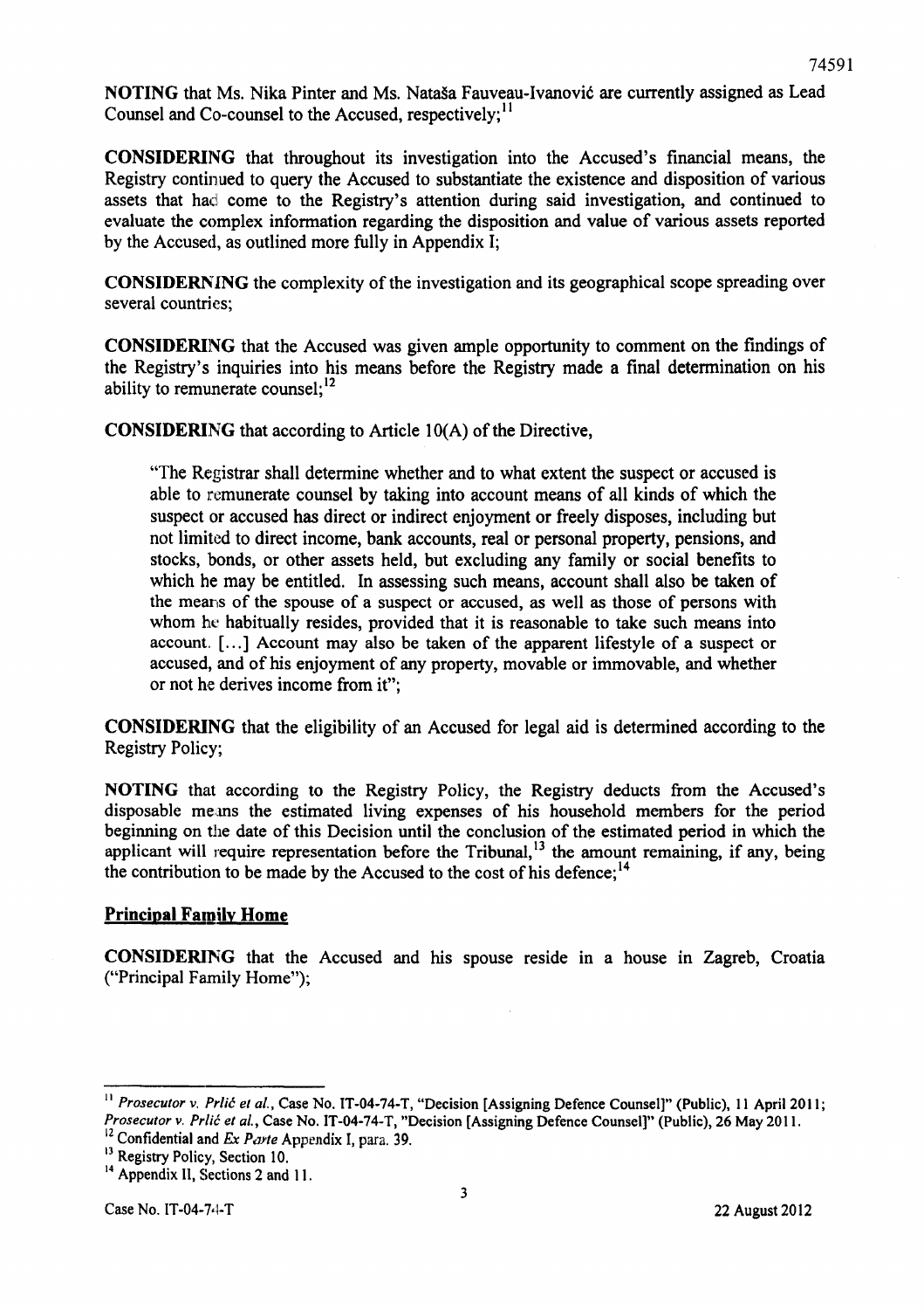**NOTING** that Ms. Nika Pinter and Ms. Nataša Fauveau-Ivanović are currently assigned as Lead Counsel and Co-counsel to the Accused, respectively;[11]

**CONSIDERING** that throughout its investigation into the Accused's financial means, the Registry continued to query the Accused to substantiate the existence and disposition of various assets that had come to the Registry's attention during said investigation, and continued to evaluate the complex information regarding the disposition and value of various assets reported by the Accused, as outlined more fully in Appendix I;

**CONSIDERNING** the complexity of the investigation and its geographical scope spreading over several countries;

**CONSIDERING** that the Accused was given ample opportunity to comment on the findings of the Registry's inquiries into his means before the Registry made a final determination on his ability to remunerate counsel;[12]

**CONSIDERING** that according to Article 10(A) of the Directive,

> "The Registrar shall determine whether and to what extent the suspect or accused is able to remunerate counsel by taking into account means of all kinds of which the suspect or accused has direct or indirect enjoyment or freely disposes, including but not limited to direct income, bank accounts, real or personal property, pensions, and stocks, bonds, or other assets held, but excluding any family or social benefits to which he may be entitled. In assessing such means, account shall also be taken of the means of the spouse of a suspect or accused, as well as those of persons with whom he habitually resides, provided that it is reasonable to take such means into account. [...] Account may also be taken of the apparent lifestyle of a suspect or accused, and of his enjoyment of any property, movable or immovable, and whether or not he derives income from it";

**CONSIDERING** that the eligibility of an Accused for legal aid is determined according to the Registry Policy;

**NOTING** that according to the Registry Policy, the Registry deducts from the Accused's disposable means the estimated living expenses of his household members for the period beginning on the date of this Decision until the conclusion of the estimated period in which the applicant will require representation before the Tribunal,[13] the amount remaining, if any, being the contribution to be made by the Accused to the cost of his defence;[14]

## Principal Family Home

**CONSIDERING** that the Accused and his spouse reside in a house in Zagreb, Croatia ("Principal Family Home");

---

[11] *Prosecutor v. Prlić et al.*, Case No. IT-04-74-T, "Decision [Assigning Defence Counsel]" (Public), 11 April 2011; *Prosecutor v. Prlić et al.*, Case No. IT-04-74-T, "Decision [Assigning Defence Counsel]" (Public), 26 May 2011.

[12] Confidential and *Ex Parte* Appendix I, para. 39.

[13] Registry Policy, Section 10.

[14] Appendix II, Sections 2 and 11.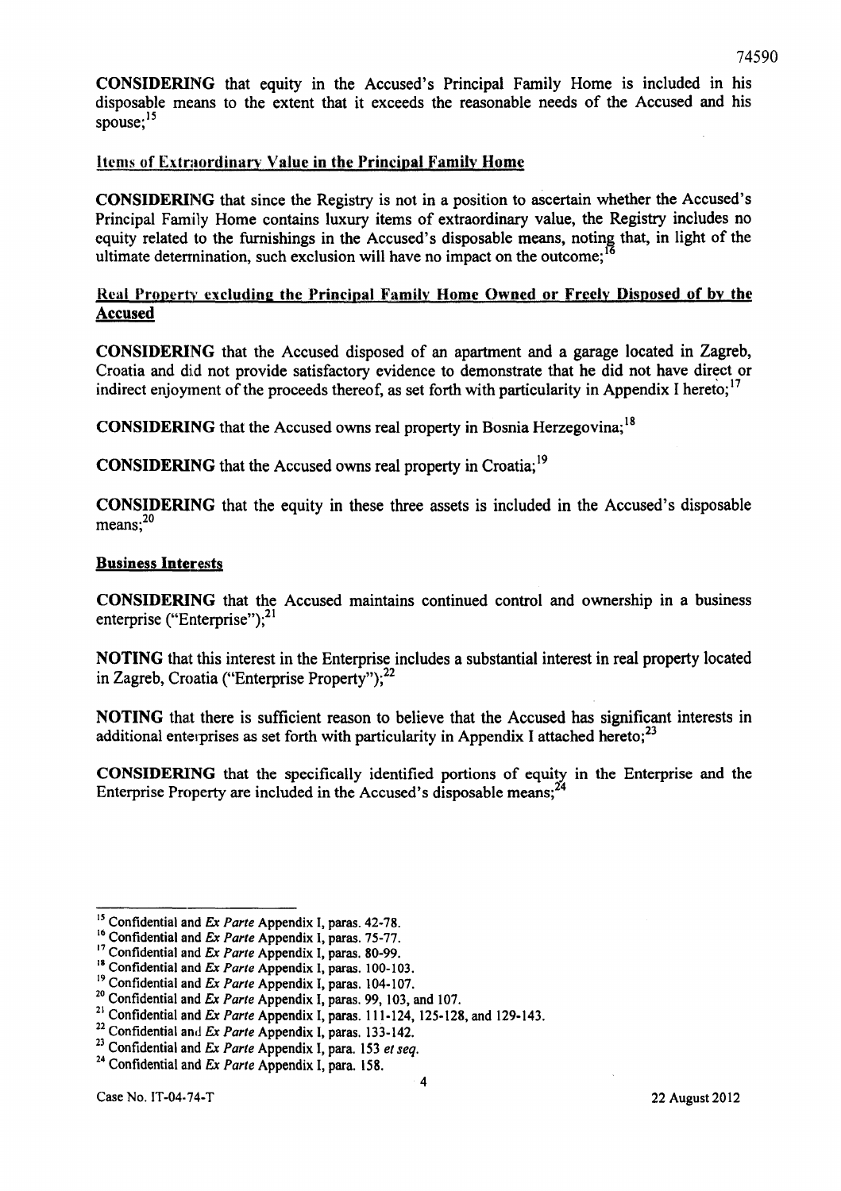**CONSIDERING** that equity in the Accused's Principal Family Home is included in his disposable means to the extent that it exceeds the reasonable needs of the Accused and his spouse;[15]

**Items of Extraordinary Value in the Principal Family Home**

**CONSIDERING** that since the Registry is not in a position to ascertain whether the Accused's Principal Family Home contains luxury items of extraordinary value, the Registry includes no equity related to the furnishings in the Accused's disposable means, noting that, in light of the ultimate determination, such exclusion will have no impact on the outcome;[16]

**Real Property excluding the Principal Family Home Owned or Freely Disposed of by the Accused**

**CONSIDERING** that the Accused disposed of an apartment and a garage located in Zagreb, Croatia and did not provide satisfactory evidence to demonstrate that he did not have direct or indirect enjoyment of the proceeds thereof, as set forth with particularity in Appendix I hereto;[17]

**CONSIDERING** that the Accused owns real property in Bosnia Herzegovina;[18]

**CONSIDERING** that the Accused owns real property in Croatia;[19]

**CONSIDERING** that the equity in these three assets is included in the Accused's disposable means;[20]

**Business Interests**

**CONSIDERING** that the Accused maintains continued control and ownership in a business enterprise ("Enterprise");[21]

**NOTING** that this interest in the Enterprise includes a substantial interest in real property located in Zagreb, Croatia ("Enterprise Property");[22]

**NOTING** that there is sufficient reason to believe that the Accused has significant interests in additional enterprises as set forth with particularity in Appendix I attached hereto;[23]

**CONSIDERING** that the specifically identified portions of equity in the Enterprise and the Enterprise Property are included in the Accused's disposable means;[24]

---

[15] Confidential and *Ex Parte* Appendix I, paras. 42-78.
[16] Confidential and *Ex Parte* Appendix I, paras. 75-77.
[17] Confidential and *Ex Parte* Appendix I, paras. 80-99.
[18] Confidential and *Ex Parte* Appendix I, paras. 100-103.
[19] Confidential and *Ex Parte* Appendix I, paras. 104-107.
[20] Confidential and *Ex Parte* Appendix I, paras. 99, 103, and 107.
[21] Confidential and *Ex Parte* Appendix I, paras. 111-124, 125-128, and 129-143.
[22] Confidential and *Ex Parte* Appendix I, paras. 133-142.
[23] Confidential and *Ex Parte* Appendix I, para. 153 *et seq.*
[24] Confidential and *Ex Parte* Appendix I, para. 158.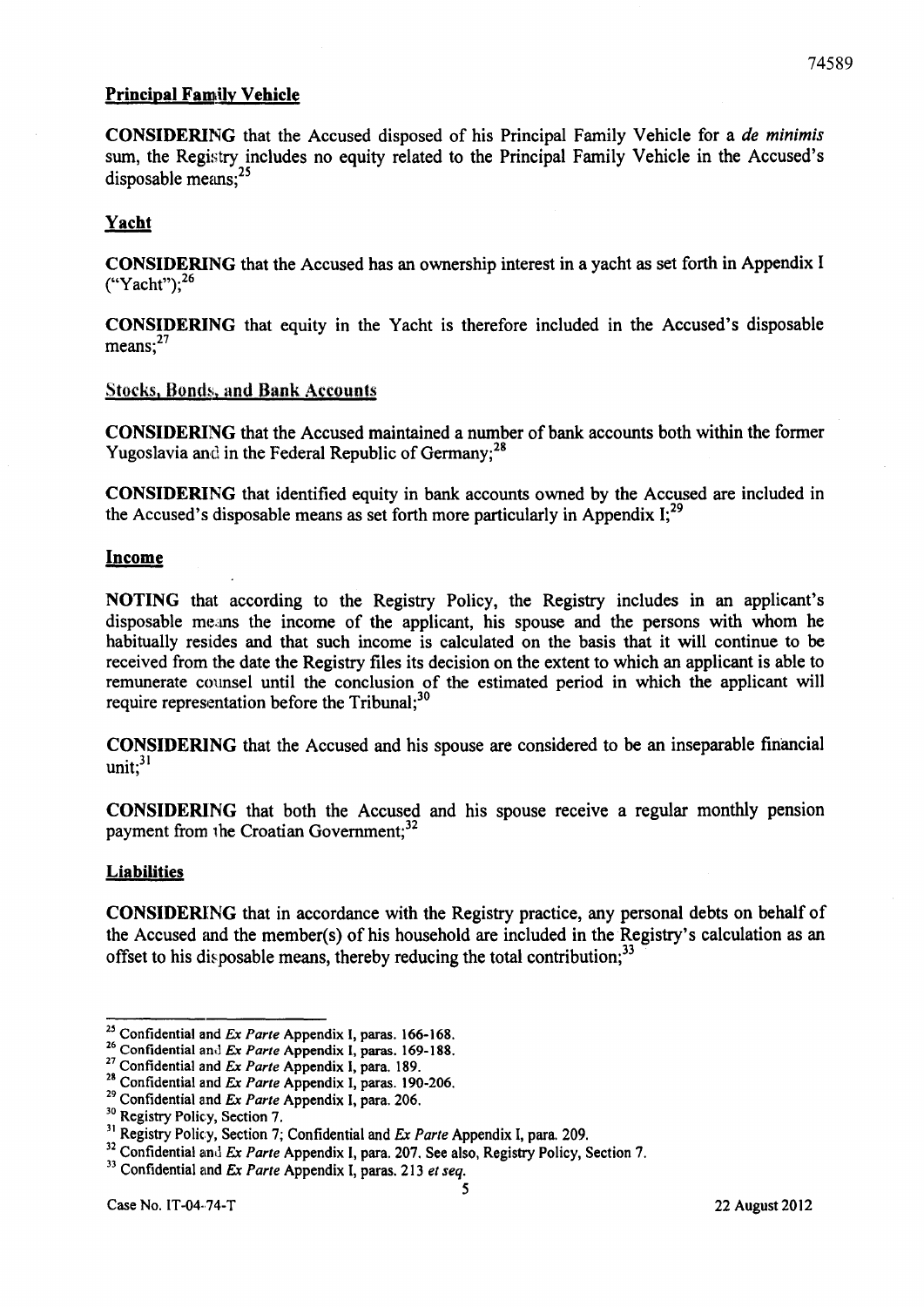**Principal Family Vehicle**

**CONSIDERING** that the Accused disposed of his Principal Family Vehicle for a *de minimis* sum, the Registry includes no equity related to the Principal Family Vehicle in the Accused's disposable means;[25]

**Yacht**

**CONSIDERING** that the Accused has an ownership interest in a yacht as set forth in Appendix I ("Yacht");[26]

**CONSIDERING** that equity in the Yacht is therefore included in the Accused's disposable means;[27]

**Stocks, Bonds, and Bank Accounts**

**CONSIDERING** that the Accused maintained a number of bank accounts both within the former Yugoslavia and in the Federal Republic of Germany;[28]

**CONSIDERING** that identified equity in bank accounts owned by the Accused are included in the Accused's disposable means as set forth more particularly in Appendix I;[29]

**Income**

**NOTING** that according to the Registry Policy, the Registry includes in an applicant's disposable means the income of the applicant, his spouse and the persons with whom he habitually resides and that such income is calculated on the basis that it will continue to be received from the date the Registry files its decision on the extent to which an applicant is able to remunerate counsel until the conclusion of the estimated period in which the applicant will require representation before the Tribunal;[30]

**CONSIDERING** that the Accused and his spouse are considered to be an inseparable financial unit;[31]

**CONSIDERING** that both the Accused and his spouse receive a regular monthly pension payment from the Croatian Government;[32]

**Liabilities**

**CONSIDERING** that in accordance with the Registry practice, any personal debts on behalf of the Accused and the member(s) of his household are included in the Registry's calculation as an offset to his disposable means, thereby reducing the total contribution;[33]

---

[25] Confidential and *Ex Parte* Appendix I, paras. 166-168.
[26] Confidential and *Ex Parte* Appendix I, paras. 169-188.
[27] Confidential and *Ex Parte* Appendix I, para. 189.
[28] Confidential and *Ex Parte* Appendix I, paras. 190-206.
[29] Confidential and *Ex Parte* Appendix I, para. 206.
[30] Registry Policy, Section 7.
[31] Registry Policy, Section 7; Confidential and *Ex Parte* Appendix I, para. 209.
[32] Confidential and *Ex Parte* Appendix I, para. 207. See also, Registry Policy, Section 7.
[33] Confidential and *Ex Parte* Appendix I, paras. 213 *et seq.*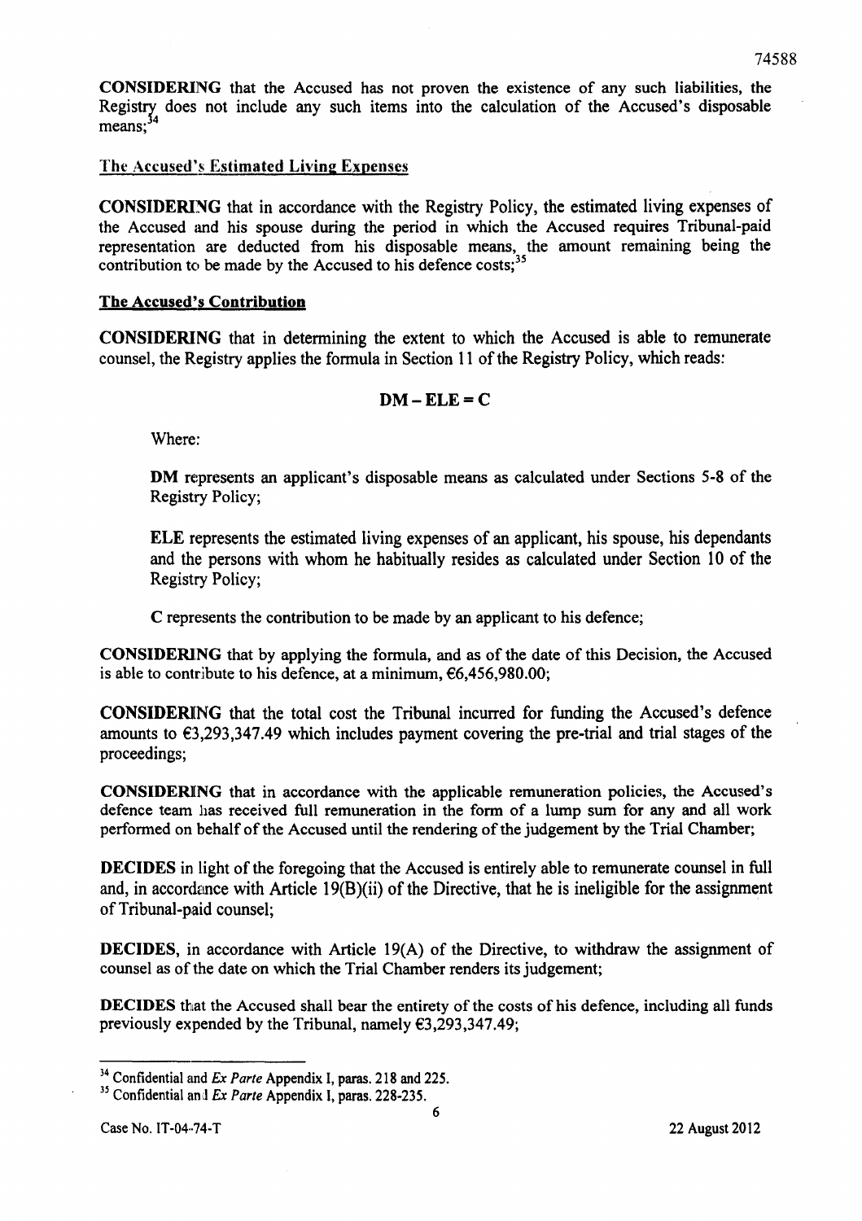**CONSIDERING** that the Accused has not proven the existence of any such liabilities, the Registry does not include any such items into the calculation of the Accused's disposable means;[34]

## The Accused's Estimated Living Expenses

**CONSIDERING** that in accordance with the Registry Policy, the estimated living expenses of the Accused and his spouse during the period in which the Accused requires Tribunal-paid representation are deducted from his disposable means, the amount remaining being the contribution to be made by the Accused to his defence costs;[35]

## The Accused's Contribution

**CONSIDERING** that in determining the extent to which the Accused is able to remunerate counsel, the Registry applies the formula in Section 11 of the Registry Policy, which reads:

$$\mathbf{DM - ELE = C}$$

Where:

**DM** represents an applicant's disposable means as calculated under Sections 5-8 of the Registry Policy;

**ELE** represents the estimated living expenses of an applicant, his spouse, his dependants and the persons with whom he habitually resides as calculated under Section 10 of the Registry Policy;

**C** represents the contribution to be made by an applicant to his defence;

**CONSIDERING** that by applying the formula, and as of the date of this Decision, the Accused is able to contribute to his defence, at a minimum, €6,456,980.00;

**CONSIDERING** that the total cost the Tribunal incurred for funding the Accused's defence amounts to €3,293,347.49 which includes payment covering the pre-trial and trial stages of the proceedings;

**CONSIDERING** that in accordance with the applicable remuneration policies, the Accused's defence team has received full remuneration in the form of a lump sum for any and all work performed on behalf of the Accused until the rendering of the judgement by the Trial Chamber;

**DECIDES** in light of the foregoing that the Accused is entirely able to remunerate counsel in full and, in accordance with Article 19(B)(ii) of the Directive, that he is ineligible for the assignment of Tribunal-paid counsel;

**DECIDES**, in accordance with Article 19(A) of the Directive, to withdraw the assignment of counsel as of the date on which the Trial Chamber renders its judgement;

**DECIDES** that the Accused shall bear the entirety of the costs of his defence, including all funds previously expended by the Tribunal, namely €3,293,347.49;

---

[34] Confidential and *Ex Parte* Appendix I, paras. 218 and 225.

[35] Confidential and *Ex Parte* Appendix I, paras. 228-235.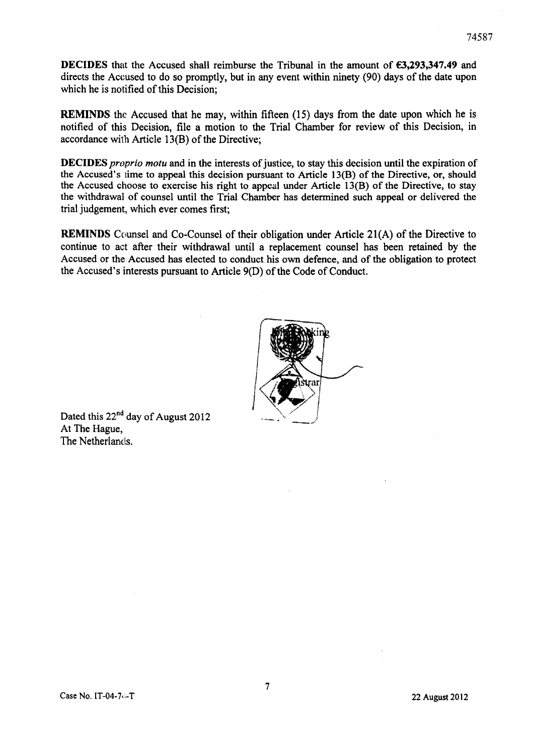**DECIDES** that the Accused shall reimburse the Tribunal in the amount of **€3,293,347.49** and directs the Accused to do so promptly, but in any event within ninety (90) days of the date upon which he is notified of this Decision;

**REMINDS** the Accused that he may, within fifteen (15) days from the date upon which he is notified of this Decision, file a motion to the Trial Chamber for review of this Decision, in accordance with Article 13(B) of the Directive;

**DECIDES** *proprio motu* and in the interests of justice, to stay this decision until the expiration of the Accused's time to appeal this decision pursuant to Article 13(B) of the Directive, or, should the Accused choose to exercise his right to appeal under Article 13(B) of the Directive, to stay the withdrawal of counsel until the Trial Chamber has determined such appeal or delivered the trial judgement, which ever comes first;

**REMINDS** Counsel and Co-Counsel of their obligation under Article 21(A) of the Directive to continue to act after their withdrawal until a replacement counsel has been retained by the Accused or the Accused has elected to conduct his own defence, and of the obligation to protect the Accused's interests pursuant to Article 9(D) of the Code of Conduct.

John Hocking
Registrar

Dated this 22[nd] day of August 2012
At The Hague,
The Netherlands.

Case No. IT-04-74-T

22 August 2012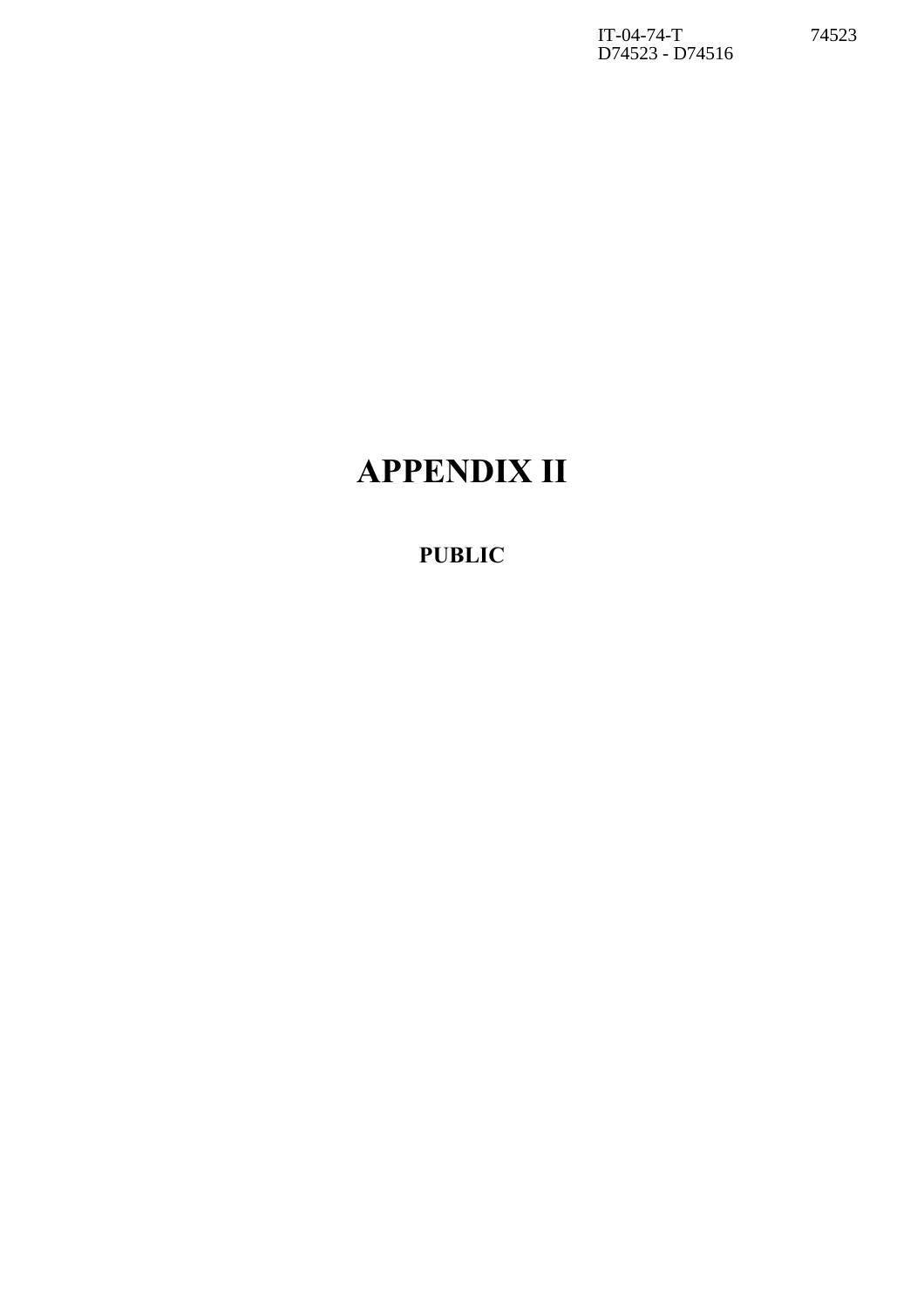# APPENDIX II

**PUBLIC**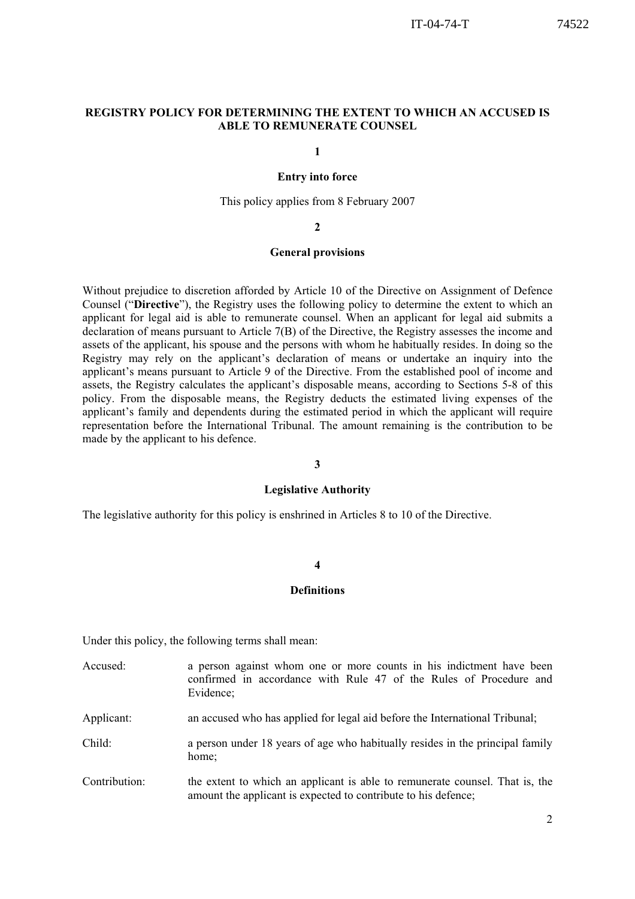## REGISTRY POLICY FOR DETERMINING THE EXTENT TO WHICH AN ACCUSED IS ABLE TO REMUNERATE COUNSEL

### 1

### Entry into force

This policy applies from 8 February 2007

### 2

### General provisions

Without prejudice to discretion afforded by Article 10 of the Directive on Assignment of Defence Counsel ("**Directive**"), the Registry uses the following policy to determine the extent to which an applicant for legal aid is able to remunerate counsel. When an applicant for legal aid submits a declaration of means pursuant to Article 7(B) of the Directive, the Registry assesses the income and assets of the applicant, his spouse and the persons with whom he habitually resides. In doing so the Registry may rely on the applicant's declaration of means or undertake an inquiry into the applicant's means pursuant to Article 9 of the Directive. From the established pool of income and assets, the Registry calculates the applicant's disposable means, according to Sections 5-8 of this policy. From the disposable means, the Registry deducts the estimated living expenses of the applicant's family and dependents during the estimated period in which the applicant will require representation before the International Tribunal. The amount remaining is the contribution to be made by the applicant to his defence.

### 3

### Legislative Authority

The legislative authority for this policy is enshrined in Articles 8 to 10 of the Directive.

### 4

### Definitions

Under this policy, the following terms shall mean:

Accused: a person against whom one or more counts in his indictment have been confirmed in accordance with Rule 47 of the Rules of Procedure and Evidence;

Applicant: an accused who has applied for legal aid before the International Tribunal;

Child: a person under 18 years of age who habitually resides in the principal family home;

Contribution: the extent to which an applicant is able to remunerate counsel. That is, the amount the applicant is expected to contribute to his defence;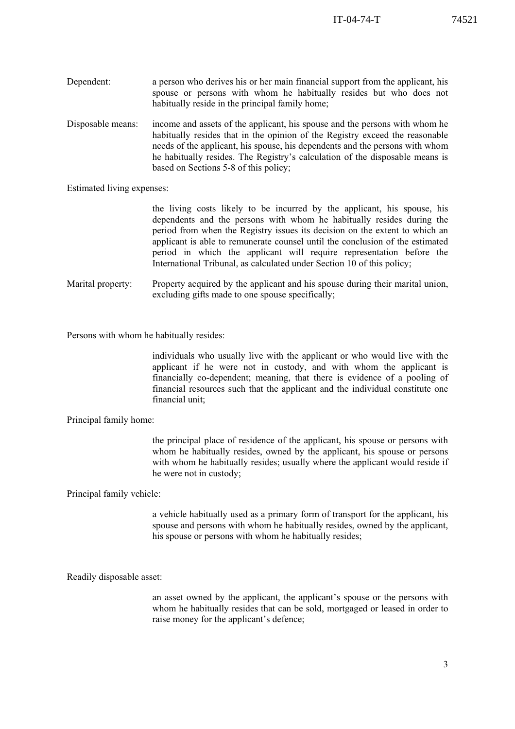Dependent: a person who derives his or her main financial support from the applicant, his spouse or persons with whom he habitually resides but who does not habitually reside in the principal family home;

Disposable means: income and assets of the applicant, his spouse and the persons with whom he habitually resides that in the opinion of the Registry exceed the reasonable needs of the applicant, his spouse, his dependents and the persons with whom he habitually resides. The Registry's calculation of the disposable means is based on Sections 5-8 of this policy;

Estimated living expenses:

the living costs likely to be incurred by the applicant, his spouse, his dependents and the persons with whom he habitually resides during the period from when the Registry issues its decision on the extent to which an applicant is able to remunerate counsel until the conclusion of the estimated period in which the applicant will require representation before the International Tribunal, as calculated under Section 10 of this policy;

Marital property: Property acquired by the applicant and his spouse during their marital union, excluding gifts made to one spouse specifically;

Persons with whom he habitually resides:

individuals who usually live with the applicant or who would live with the applicant if he were not in custody, and with whom the applicant is financially co-dependent; meaning, that there is evidence of a pooling of financial resources such that the applicant and the individual constitute one financial unit;

Principal family home:

the principal place of residence of the applicant, his spouse or persons with whom he habitually resides, owned by the applicant, his spouse or persons with whom he habitually resides; usually where the applicant would reside if he were not in custody;

Principal family vehicle:

a vehicle habitually used as a primary form of transport for the applicant, his spouse and persons with whom he habitually resides, owned by the applicant, his spouse or persons with whom he habitually resides;

Readily disposable asset:

an asset owned by the applicant, the applicant's spouse or the persons with whom he habitually resides that can be sold, mortgaged or leased in order to raise money for the applicant's defence;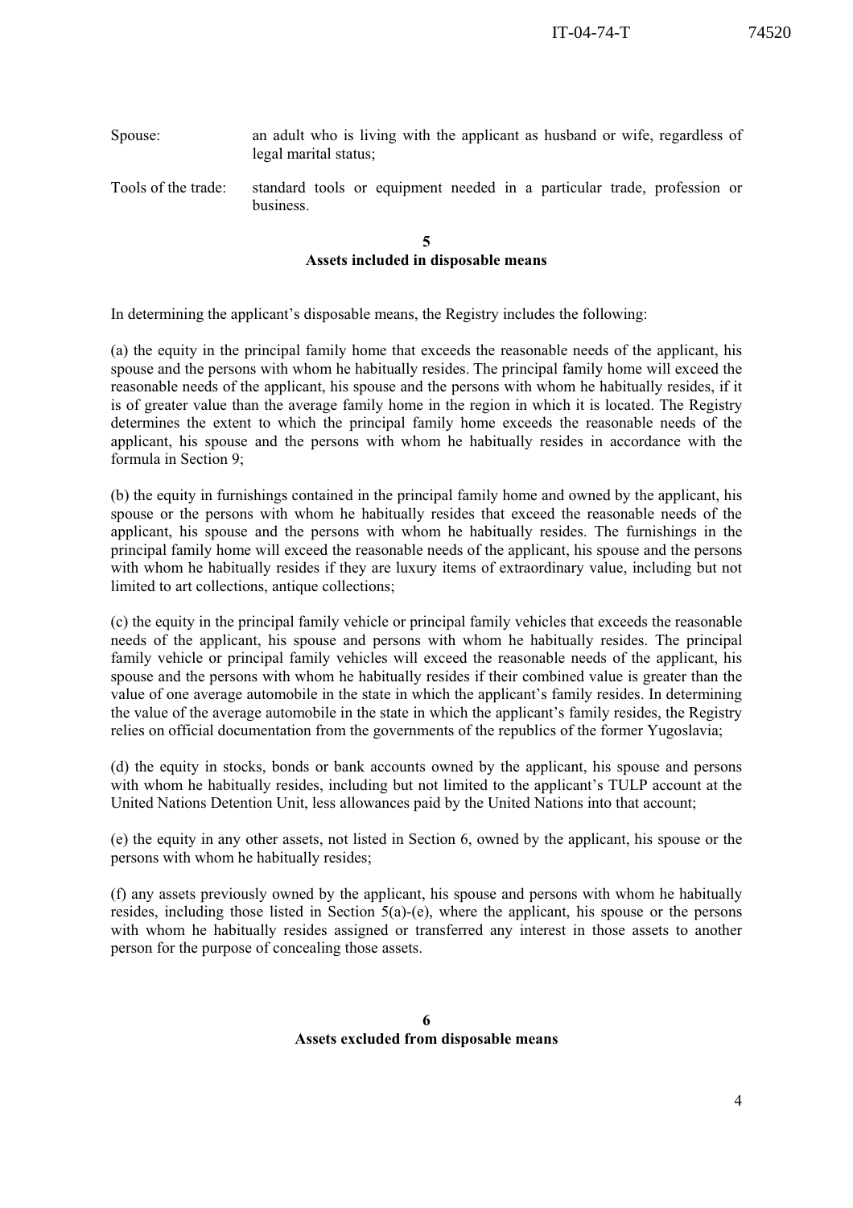Spouse: an adult who is living with the applicant as husband or wife, regardless of legal marital status;

Tools of the trade: standard tools or equipment needed in a particular trade, profession or business.

**5**
**Assets included in disposable means**

In determining the applicant's disposable means, the Registry includes the following:

(a) the equity in the principal family home that exceeds the reasonable needs of the applicant, his spouse and the persons with whom he habitually resides. The principal family home will exceed the reasonable needs of the applicant, his spouse and the persons with whom he habitually resides, if it is of greater value than the average family home in the region in which it is located. The Registry determines the extent to which the principal family home exceeds the reasonable needs of the applicant, his spouse and the persons with whom he habitually resides in accordance with the formula in Section 9;

(b) the equity in furnishings contained in the principal family home and owned by the applicant, his spouse or the persons with whom he habitually resides that exceed the reasonable needs of the applicant, his spouse and the persons with whom he habitually resides. The furnishings in the principal family home will exceed the reasonable needs of the applicant, his spouse and the persons with whom he habitually resides if they are luxury items of extraordinary value, including but not limited to art collections, antique collections;

(c) the equity in the principal family vehicle or principal family vehicles that exceeds the reasonable needs of the applicant, his spouse and persons with whom he habitually resides. The principal family vehicle or principal family vehicles will exceed the reasonable needs of the applicant, his spouse and the persons with whom he habitually resides if their combined value is greater than the value of one average automobile in the state in which the applicant's family resides. In determining the value of the average automobile in the state in which the applicant's family resides, the Registry relies on official documentation from the governments of the republics of the former Yugoslavia;

(d) the equity in stocks, bonds or bank accounts owned by the applicant, his spouse and persons with whom he habitually resides, including but not limited to the applicant's TULP account at the United Nations Detention Unit, less allowances paid by the United Nations into that account;

(e) the equity in any other assets, not listed in Section 6, owned by the applicant, his spouse or the persons with whom he habitually resides;

(f) any assets previously owned by the applicant, his spouse and persons with whom he habitually resides, including those listed in Section 5(a)-(e), where the applicant, his spouse or the persons with whom he habitually resides assigned or transferred any interest in those assets to another person for the purpose of concealing those assets.

**6**
**Assets excluded from disposable means**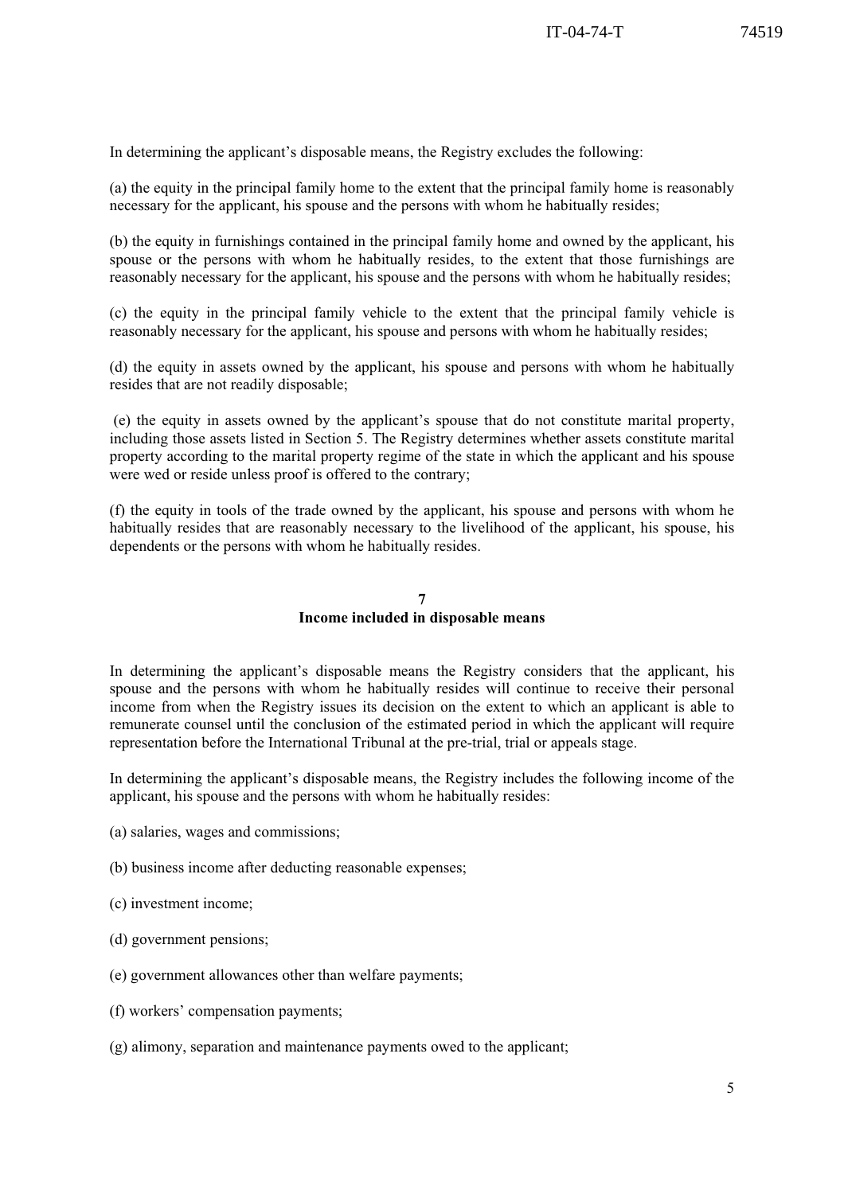In determining the applicant's disposable means, the Registry excludes the following:

(a) the equity in the principal family home to the extent that the principal family home is reasonably necessary for the applicant, his spouse and the persons with whom he habitually resides;

(b) the equity in furnishings contained in the principal family home and owned by the applicant, his spouse or the persons with whom he habitually resides, to the extent that those furnishings are reasonably necessary for the applicant, his spouse and the persons with whom he habitually resides;

(c) the equity in the principal family vehicle to the extent that the principal family vehicle is reasonably necessary for the applicant, his spouse and persons with whom he habitually resides;

(d) the equity in assets owned by the applicant, his spouse and persons with whom he habitually resides that are not readily disposable;

(e) the equity in assets owned by the applicant's spouse that do not constitute marital property, including those assets listed in Section 5. The Registry determines whether assets constitute marital property according to the marital property regime of the state in which the applicant and his spouse were wed or reside unless proof is offered to the contrary;

(f) the equity in tools of the trade owned by the applicant, his spouse and persons with whom he habitually resides that are reasonably necessary to the livelihood of the applicant, his spouse, his dependents or the persons with whom he habitually resides.

## 7
## Income included in disposable means

In determining the applicant's disposable means the Registry considers that the applicant, his spouse and the persons with whom he habitually resides will continue to receive their personal income from when the Registry issues its decision on the extent to which an applicant is able to remunerate counsel until the conclusion of the estimated period in which the applicant will require representation before the International Tribunal at the pre-trial, trial or appeals stage.

In determining the applicant's disposable means, the Registry includes the following income of the applicant, his spouse and the persons with whom he habitually resides:

(a) salaries, wages and commissions;

(b) business income after deducting reasonable expenses;

(c) investment income;

(d) government pensions;

(e) government allowances other than welfare payments;

(f) workers' compensation payments;

(g) alimony, separation and maintenance payments owed to the applicant;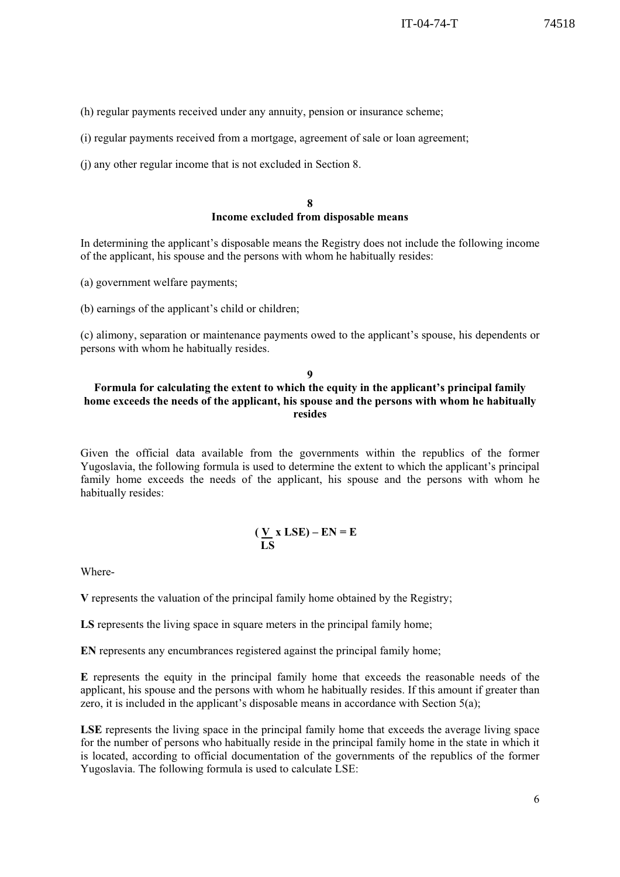(h) regular payments received under any annuity, pension or insurance scheme;

(i) regular payments received from a mortgage, agreement of sale or loan agreement;

(j) any other regular income that is not excluded in Section 8.

## 8
## Income excluded from disposable means

In determining the applicant's disposable means the Registry does not include the following income of the applicant, his spouse and the persons with whom he habitually resides:

(a) government welfare payments;

(b) earnings of the applicant's child or children;

(c) alimony, separation or maintenance payments owed to the applicant's spouse, his dependents or persons with whom he habitually resides.

## 9
## Formula for calculating the extent to which the equity in the applicant's principal family home exceeds the needs of the applicant, his spouse and the persons with whom he habitually resides

Given the official data available from the governments within the republics of the former Yugoslavia, the following formula is used to determine the extent to which the applicant's principal family home exceeds the needs of the applicant, his spouse and the persons with whom he habitually resides:

$$\left(\frac{V}{LS} \times LSE\right) - EN = E$$

Where-

**V** represents the valuation of the principal family home obtained by the Registry;

**LS** represents the living space in square meters in the principal family home;

**EN** represents any encumbrances registered against the principal family home;

**E** represents the equity in the principal family home that exceeds the reasonable needs of the applicant, his spouse and the persons with whom he habitually resides. If this amount if greater than zero, it is included in the applicant's disposable means in accordance with Section 5(a);

**LSE** represents the living space in the principal family home that exceeds the average living space for the number of persons who habitually reside in the principal family home in the state in which it is located, according to official documentation of the governments of the republics of the former Yugoslavia. The following formula is used to calculate LSE: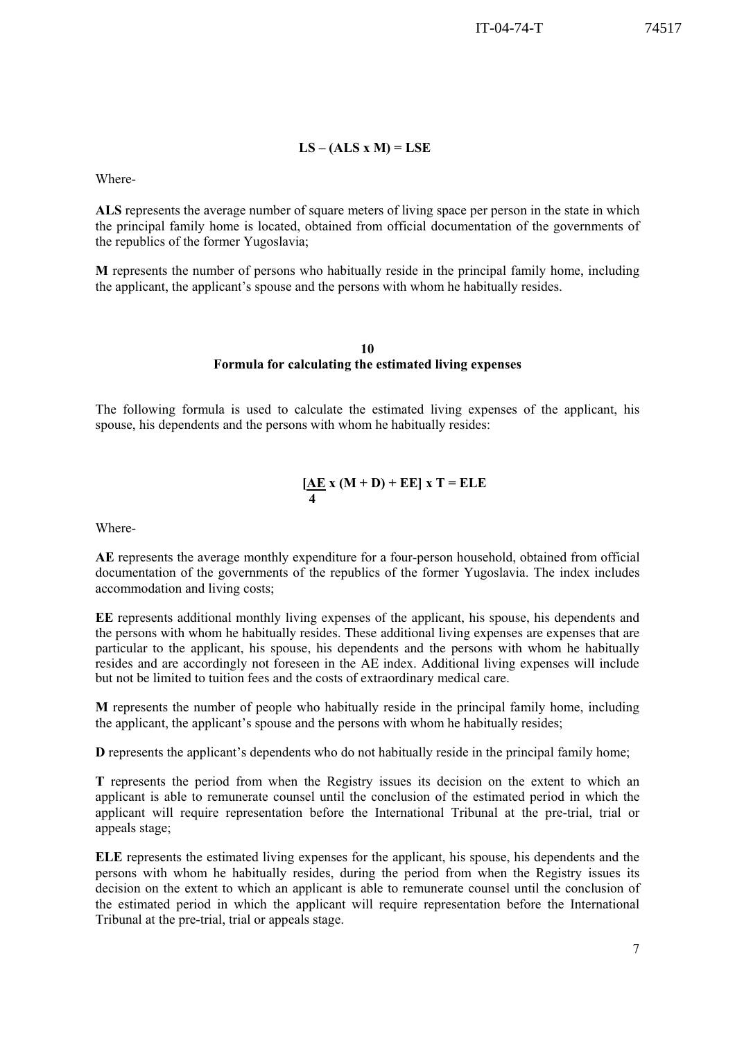$$LS - (ALS \times M) = LSE$$

Where-

**ALS** represents the average number of square meters of living space per person in the state in which the principal family home is located, obtained from official documentation of the governments of the republics of the former Yugoslavia;

**M** represents the number of persons who habitually reside in the principal family home, including the applicant, the applicant's spouse and the persons with whom he habitually resides.

## 10
## Formula for calculating the estimated living expenses

The following formula is used to calculate the estimated living expenses of the applicant, his spouse, his dependents and the persons with whom he habitually resides:

$$\left[\frac{AE}{4} \times (M + D) + EE\right] \times T = ELE$$

Where-

**AE** represents the average monthly expenditure for a four-person household, obtained from official documentation of the governments of the republics of the former Yugoslavia. The index includes accommodation and living costs;

**EE** represents additional monthly living expenses of the applicant, his spouse, his dependents and the persons with whom he habitually resides. These additional living expenses are expenses that are particular to the applicant, his spouse, his dependents and the persons with whom he habitually resides and are accordingly not foreseen in the AE index. Additional living expenses will include but not be limited to tuition fees and the costs of extraordinary medical care.

**M** represents the number of people who habitually reside in the principal family home, including the applicant, the applicant's spouse and the persons with whom he habitually resides;

**D** represents the applicant's dependents who do not habitually reside in the principal family home;

**T** represents the period from when the Registry issues its decision on the extent to which an applicant is able to remunerate counsel until the conclusion of the estimated period in which the applicant will require representation before the International Tribunal at the pre-trial, trial or appeals stage;

**ELE** represents the estimated living expenses for the applicant, his spouse, his dependents and the persons with whom he habitually resides, during the period from when the Registry issues its decision on the extent to which an applicant is able to remunerate counsel until the conclusion of the estimated period in which the applicant will require representation before the International Tribunal at the pre-trial, trial or appeals stage.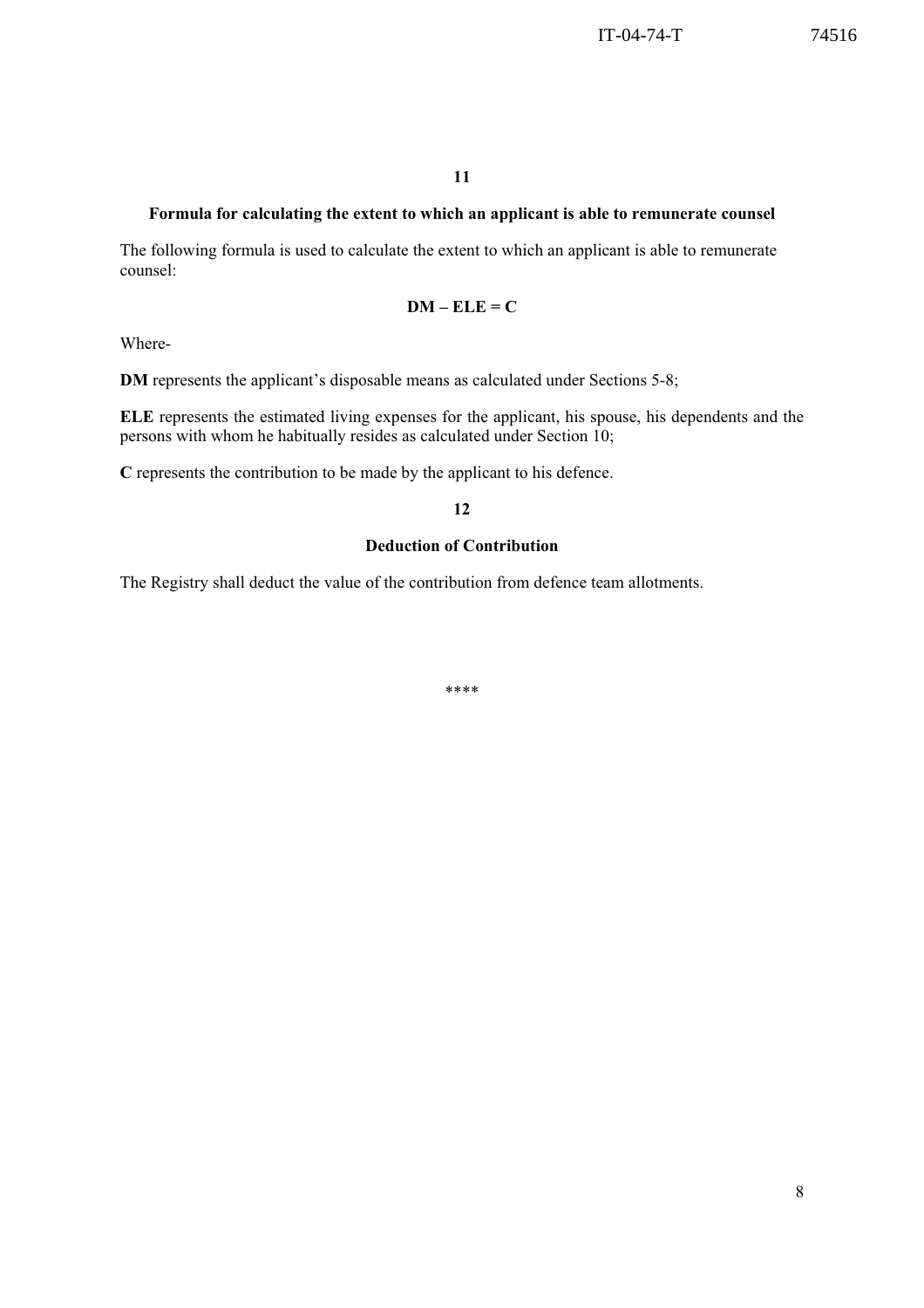## 11

### Formula for calculating the extent to which an applicant is able to remunerate counsel

The following formula is used to calculate the extent to which an applicant is able to remunerate counsel:

$$DM - ELE = C$$

Where-

**DM** represents the applicant's disposable means as calculated under Sections 5-8;

**ELE** represents the estimated living expenses for the applicant, his spouse, his dependents and the persons with whom he habitually resides as calculated under Section 10;

**C** represents the contribution to be made by the applicant to his defence.

## 12

### Deduction of Contribution

The Registry shall deduct the value of the contribution from defence team allotments.

****